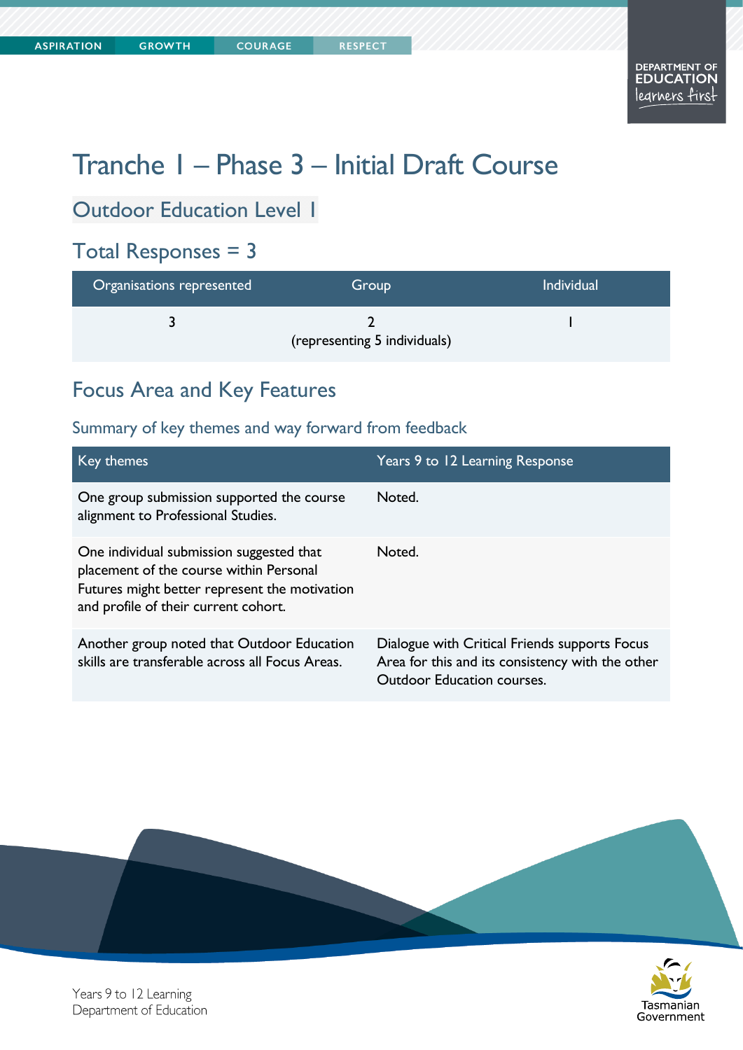# Tranche 1 – Phase 3 – Initial Draft Course

## Outdoor Education Level 1

## Total Responses = 3

| Organisations represented | Group | Individual |
|---|---|---|
| 3 | 2<br>(representing 5 individuals) | 1 |

## Focus Area and Key Features

### Summary of key themes and way forward from feedback

| Key themes | Years 9 to 12 Learning Response |
|---|---|
| One group submission supported the course alignment to Professional Studies. | Noted. |
| One individual submission suggested that placement of the course within Personal Futures might better represent the motivation and profile of their current cohort. | Noted. |
| Another group noted that Outdoor Education skills are transferable across all Focus Areas. | Dialogue with Critical Friends supports Focus Area for this and its consistency with the other Outdoor Education courses. |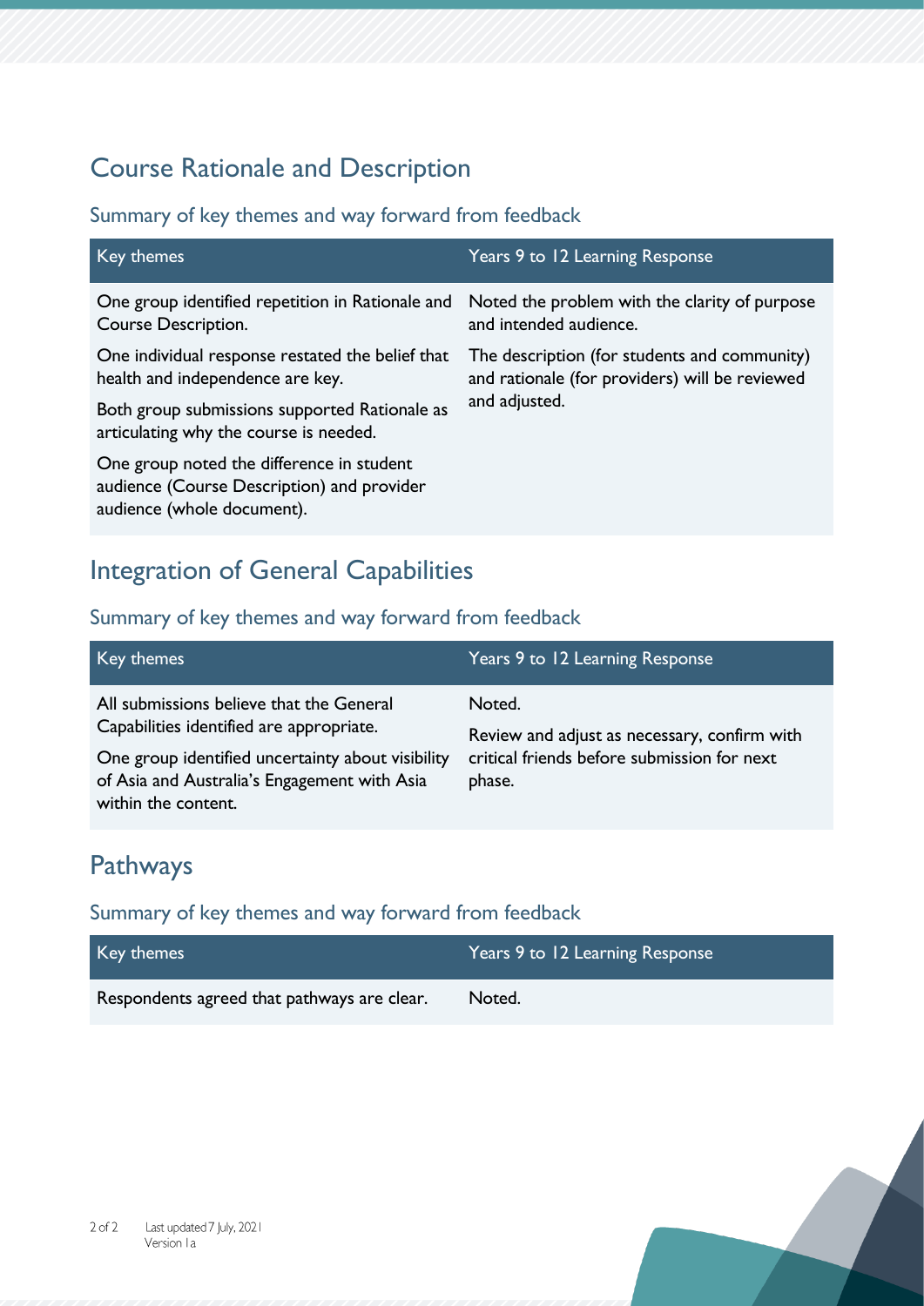## Course Rationale and Description

### Summary of key themes and way forward from feedback

| Key themes | Years 9 to 12 Learning Response |
|---|---|
| One group identified repetition in Rationale and Course Description.<br><br>One individual response restated the belief that health and independence are key.<br><br>Both group submissions supported Rationale as articulating why the course is needed.<br><br>One group noted the difference in student audience (Course Description) and provider audience (whole document). | Noted the problem with the clarity of purpose and intended audience.<br><br>The description (for students and community) and rationale (for providers) will be reviewed and adjusted. |

## Integration of General Capabilities

### Summary of key themes and way forward from feedback

| Key themes | Years 9 to 12 Learning Response |
|---|---|
| All submissions believe that the General Capabilities identified are appropriate.<br><br>One group identified uncertainty about visibility of Asia and Australia's Engagement with Asia within the content. | Noted.<br><br>Review and adjust as necessary, confirm with critical friends before submission for next phase. |

## Pathways

### Summary of key themes and way forward from feedback

| Key themes | Years 9 to 12 Learning Response |
|---|---|
| Respondents agreed that pathways are clear. | Noted. |

Last updated 7 July, 2021
Version 1a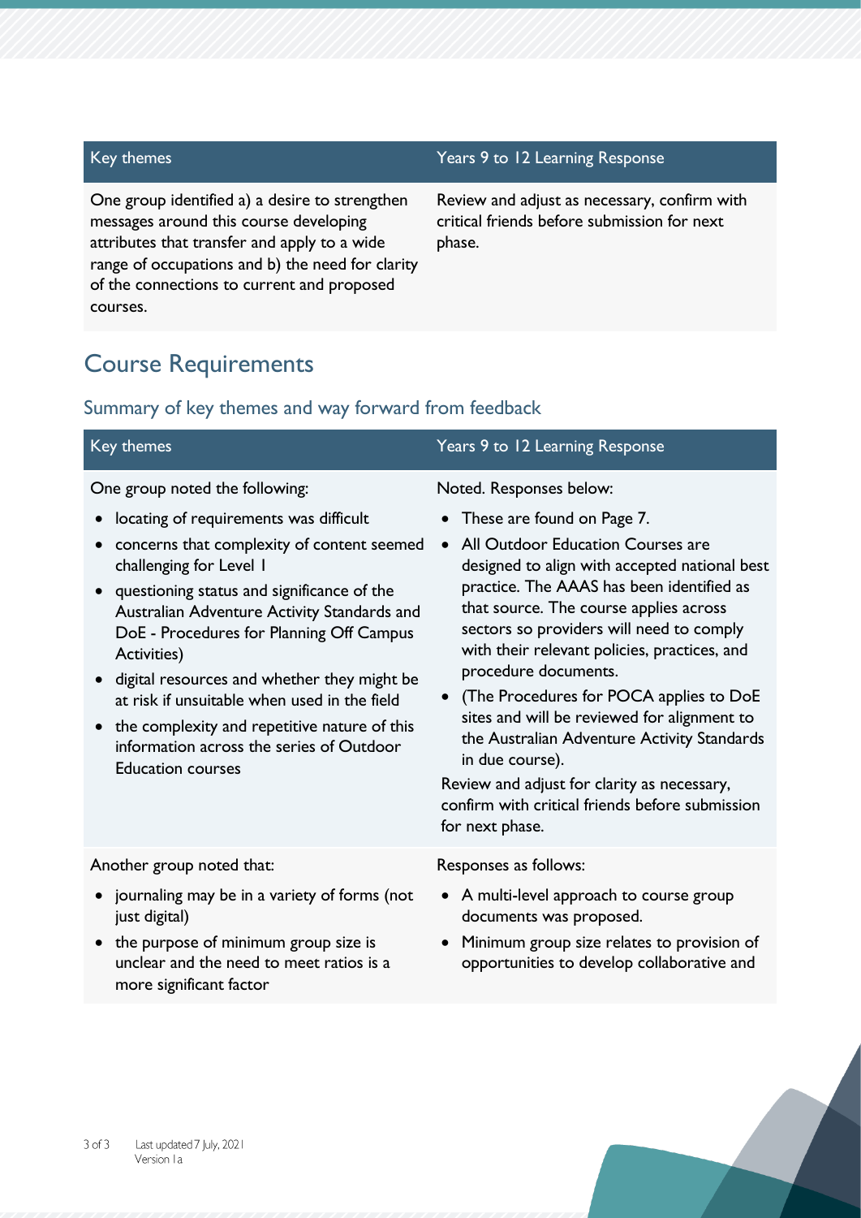| Key themes | Years 9 to 12 Learning Response |
| --- | --- |
| One group identified a) a desire to strengthen messages around this course developing attributes that transfer and apply to a wide range of occupations and b) the need for clarity of the connections to current and proposed courses. | Review and adjust as necessary, confirm with critical friends before submission for next phase. |

## Course Requirements

### Summary of key themes and way forward from feedback

| Key themes | Years 9 to 12 Learning Response |
| --- | --- |
| One group noted the following:<br>• locating of requirements was difficult<br>• concerns that complexity of content seemed challenging for Level 1<br>• questioning status and significance of the Australian Adventure Activity Standards and DoE - Procedures for Planning Off Campus Activities)<br>• digital resources and whether they might be at risk if unsuitable when used in the field<br>• the complexity and repetitive nature of this information across the series of Outdoor Education courses | Noted. Responses below:<br>• These are found on Page 7.<br>• All Outdoor Education Courses are designed to align with accepted national best practice. The AAAS has been identified as that source. The course applies across sectors so providers will need to comply with their relevant policies, practices, and procedure documents.<br>• (The Procedures for POCA applies to DoE sites and will be reviewed for alignment to the Australian Adventure Activity Standards in due course).<br>Review and adjust for clarity as necessary, confirm with critical friends before submission for next phase. |
| Another group noted that:<br>• journaling may be in a variety of forms (not just digital)<br>• the purpose of minimum group size is unclear and the need to meet ratios is a more significant factor | Responses as follows:<br>• A multi-level approach to course group documents was proposed.<br>• Minimum group size relates to provision of opportunities to develop collaborative and |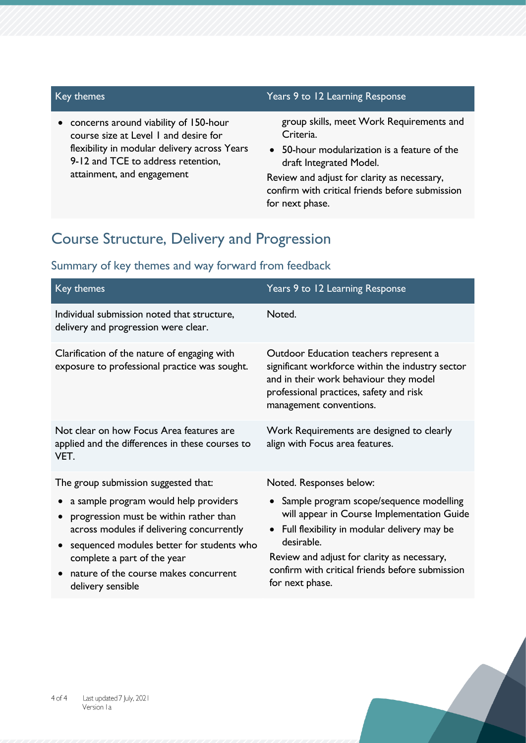| Key themes | Years 9 to 12 Learning Response |
|---|---|
| • concerns around viability of 150-hour course size at Level 1 and desire for flexibility in modular delivery across Years 9-12 and TCE to address retention, attainment, and engagement | group skills, meet Work Requirements and Criteria.<br>• 50-hour modularization is a feature of the draft Integrated Model.<br>Review and adjust for clarity as necessary, confirm with critical friends before submission for next phase. |

## Course Structure, Delivery and Progression

### Summary of key themes and way forward from feedback

| Key themes | Years 9 to 12 Learning Response |
|---|---|
| Individual submission noted that structure, delivery and progression were clear. | Noted. |
| Clarification of the nature of engaging with exposure to professional practice was sought. | Outdoor Education teachers represent a significant workforce within the industry sector and in their work behaviour they model professional practices, safety and risk management conventions. |
| Not clear on how Focus Area features are applied and the differences in these courses to VET. | Work Requirements are designed to clearly align with Focus area features. |
| The group submission suggested that:<br>• a sample program would help providers<br>• progression must be within rather than across modules if delivering concurrently<br>• sequenced modules better for students who complete a part of the year<br>• nature of the course makes concurrent delivery sensible | Noted. Responses below:<br>• Sample program scope/sequence modelling will appear in Course Implementation Guide<br>• Full flexibility in modular delivery may be desirable.<br>Review and adjust for clarity as necessary, confirm with critical friends before submission for next phase. |

Last updated 7 July, 2021
Version 1a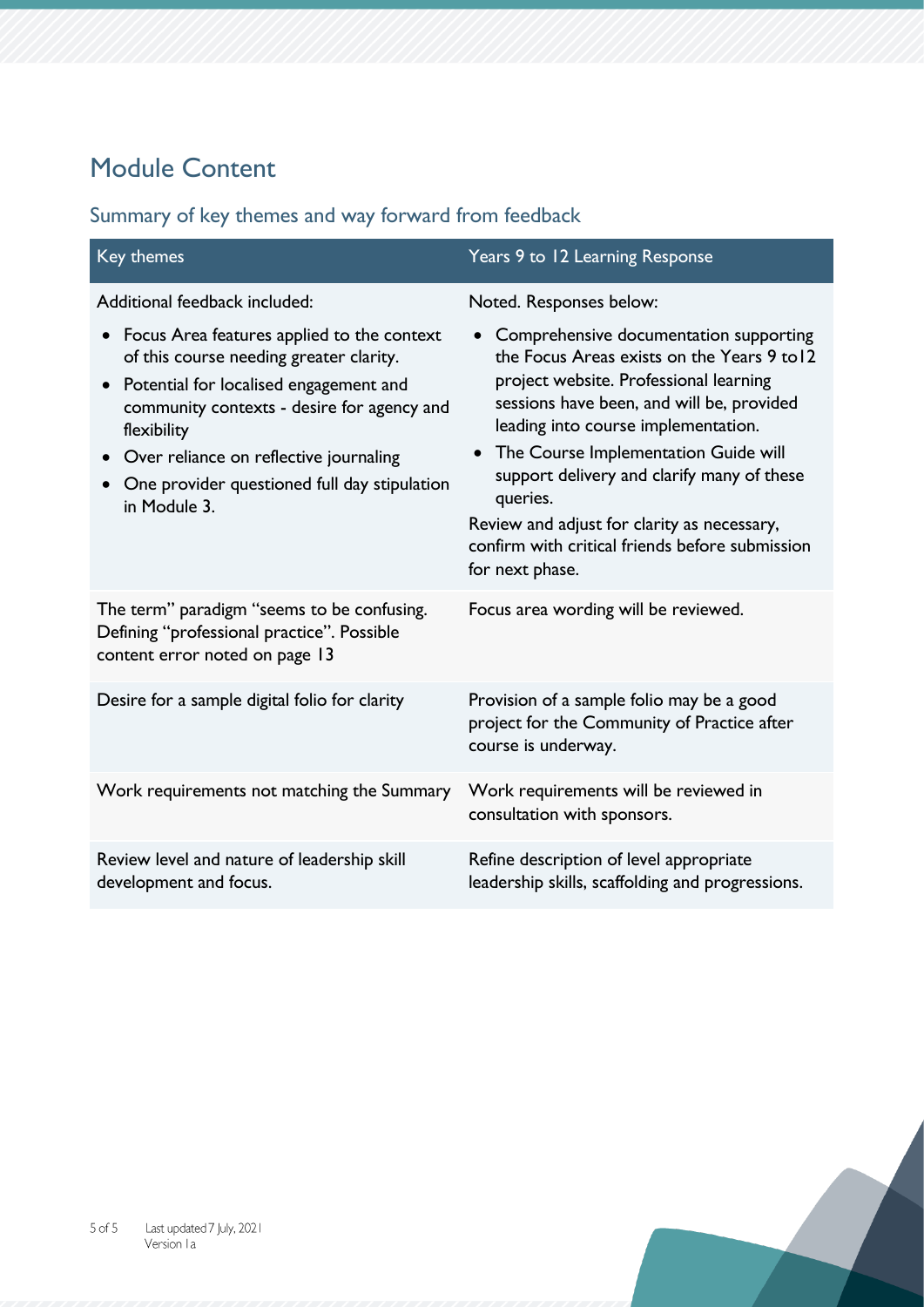## Module Content

### Summary of key themes and way forward from feedback

| Key themes | Years 9 to 12 Learning Response |
|---|---|
| Additional feedback included:<br>• Focus Area features applied to the context of this course needing greater clarity.<br>• Potential for localised engagement and community contexts - desire for agency and flexibility<br>• Over reliance on reflective journaling<br>• One provider questioned full day stipulation in Module 3. | Noted. Responses below:<br>• Comprehensive documentation supporting the Focus Areas exists on the Years 9 to12 project website. Professional learning sessions have been, and will be, provided leading into course implementation.<br>• The Course Implementation Guide will support delivery and clarify many of these queries.<br>Review and adjust for clarity as necessary, confirm with critical friends before submission for next phase. |
| The term" paradigm "seems to be confusing. Defining "professional practice". Possible content error noted on page 13 | Focus area wording will be reviewed. |
| Desire for a sample digital folio for clarity | Provision of a sample folio may be a good project for the Community of Practice after course is underway. |
| Work requirements not matching the Summary | Work requirements will be reviewed in consultation with sponsors. |
| Review level and nature of leadership skill development and focus. | Refine description of level appropriate leadership skills, scaffolding and progressions. |

Last updated 7 July, 2021
Version 1a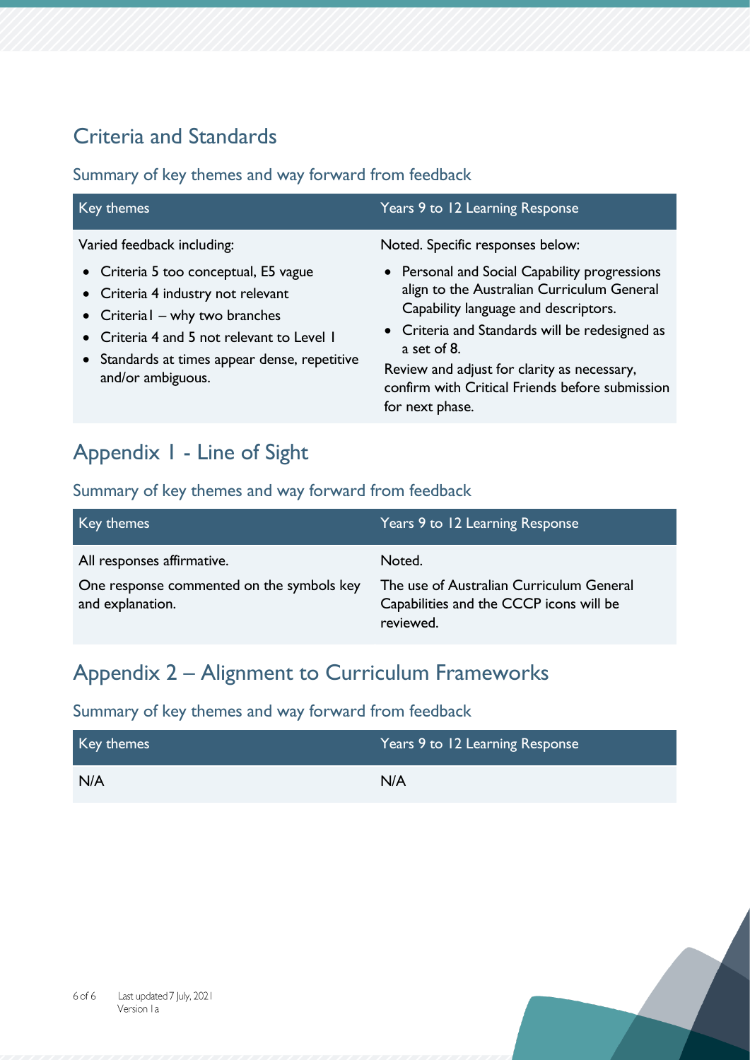## Criteria and Standards

### Summary of key themes and way forward from feedback

| Key themes | Years 9 to 12 Learning Response |
|---|---|
| Varied feedback including:<br>• Criteria 5 too conceptual, E5 vague<br>• Criteria 4 industry not relevant<br>• Criteria1 – why two branches<br>• Criteria 4 and 5 not relevant to Level 1<br>• Standards at times appear dense, repetitive and/or ambiguous. | Noted. Specific responses below:<br>• Personal and Social Capability progressions align to the Australian Curriculum General Capability language and descriptors.<br>• Criteria and Standards will be redesigned as a set of 8.<br>Review and adjust for clarity as necessary, confirm with Critical Friends before submission for next phase. |

## Appendix 1 - Line of Sight

### Summary of key themes and way forward from feedback

| Key themes | Years 9 to 12 Learning Response |
|---|---|
| All responses affirmative.<br>One response commented on the symbols key and explanation. | Noted.<br>The use of Australian Curriculum General Capabilities and the CCCP icons will be reviewed. |

## Appendix 2 – Alignment to Curriculum Frameworks

### Summary of key themes and way forward from feedback

| Key themes | Years 9 to 12 Learning Response |
|---|---|
| N/A | N/A |

Last updated 7 July, 2021
Version 1a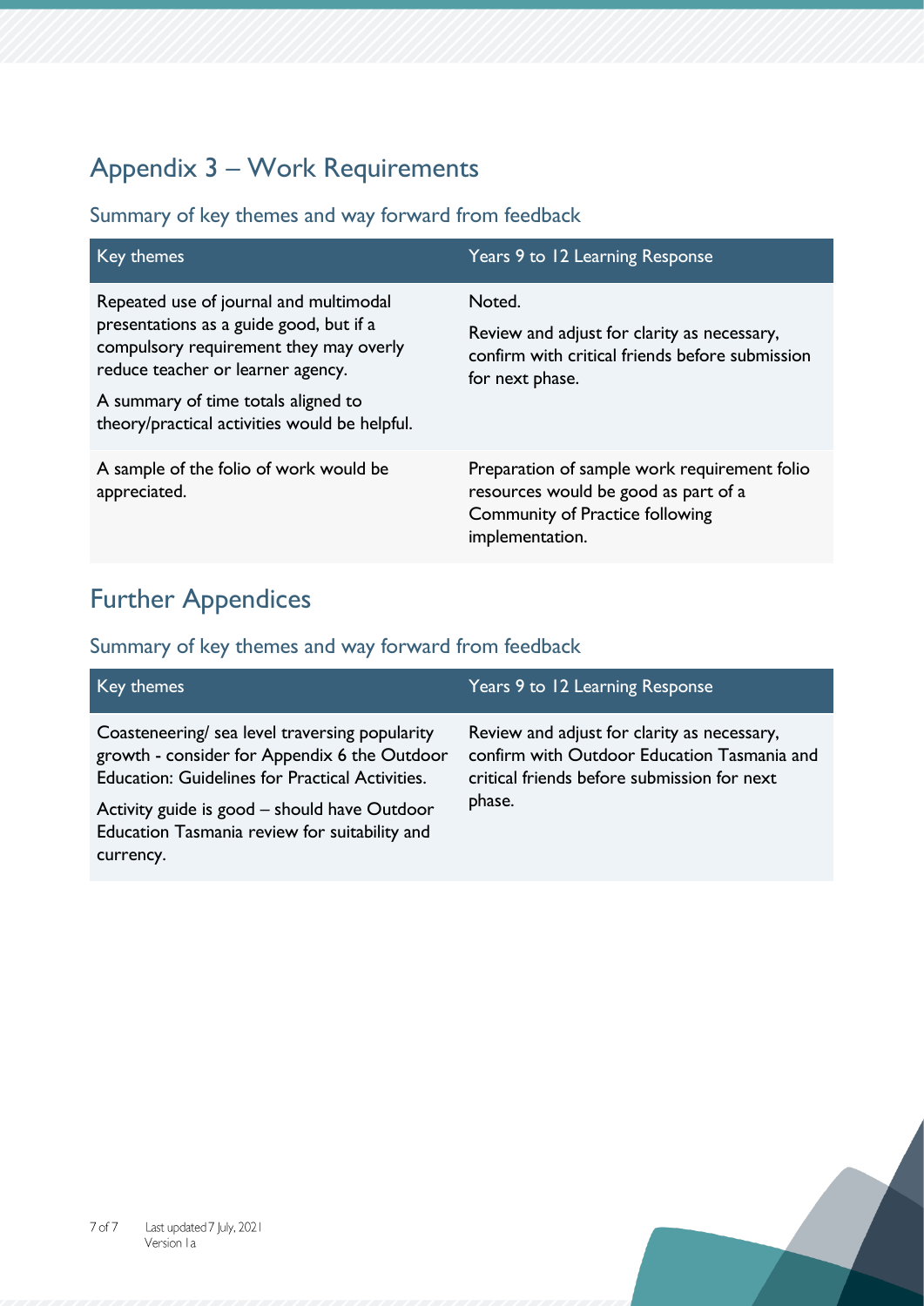## Appendix 3 – Work Requirements

### Summary of key themes and way forward from feedback

| Key themes | Years 9 to 12 Learning Response |
|---|---|
| Repeated use of journal and multimodal presentations as a guide good, but if a compulsory requirement they may overly reduce teacher or learner agency.<br><br>A summary of time totals aligned to theory/practical activities would be helpful. | Noted.<br><br>Review and adjust for clarity as necessary, confirm with critical friends before submission for next phase. |
| A sample of the folio of work would be appreciated. | Preparation of sample work requirement folio resources would be good as part of a Community of Practice following implementation. |

## Further Appendices

### Summary of key themes and way forward from feedback

| Key themes | Years 9 to 12 Learning Response |
|---|---|
| Coasteneering/ sea level traversing popularity growth - consider for Appendix 6 the Outdoor Education: Guidelines for Practical Activities.<br><br>Activity guide is good – should have Outdoor Education Tasmania review for suitability and currency. | Review and adjust for clarity as necessary, confirm with Outdoor Education Tasmania and critical friends before submission for next phase. |

Last updated 7 July, 2021
Version 1a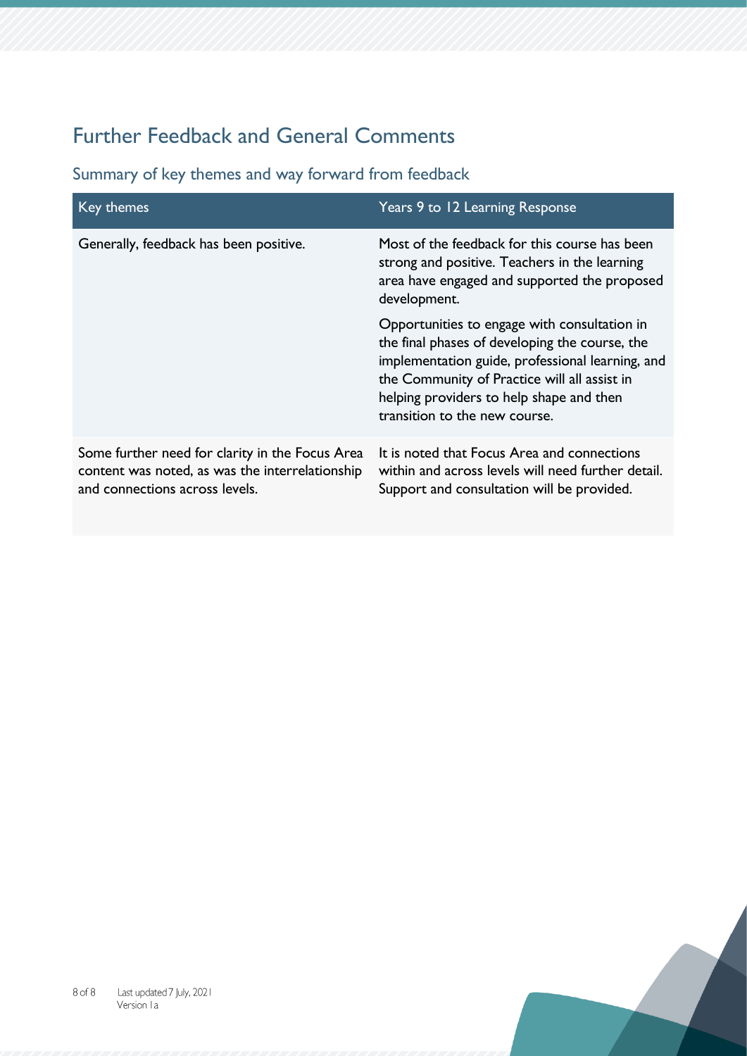## Further Feedback and General Comments

### Summary of key themes and way forward from feedback

| Key themes | Years 9 to 12 Learning Response |
|---|---|
| Generally, feedback has been positive. | Most of the feedback for this course has been strong and positive. Teachers in the learning area have engaged and supported the proposed development.<br><br>Opportunities to engage with consultation in the final phases of developing the course, the implementation guide, professional learning, and the Community of Practice will all assist in helping providers to help shape and then transition to the new course. |
| Some further need for clarity in the Focus Area content was noted, as was the interrelationship and connections across levels. | It is noted that Focus Area and connections within and across levels will need further detail. Support and consultation will be provided. |